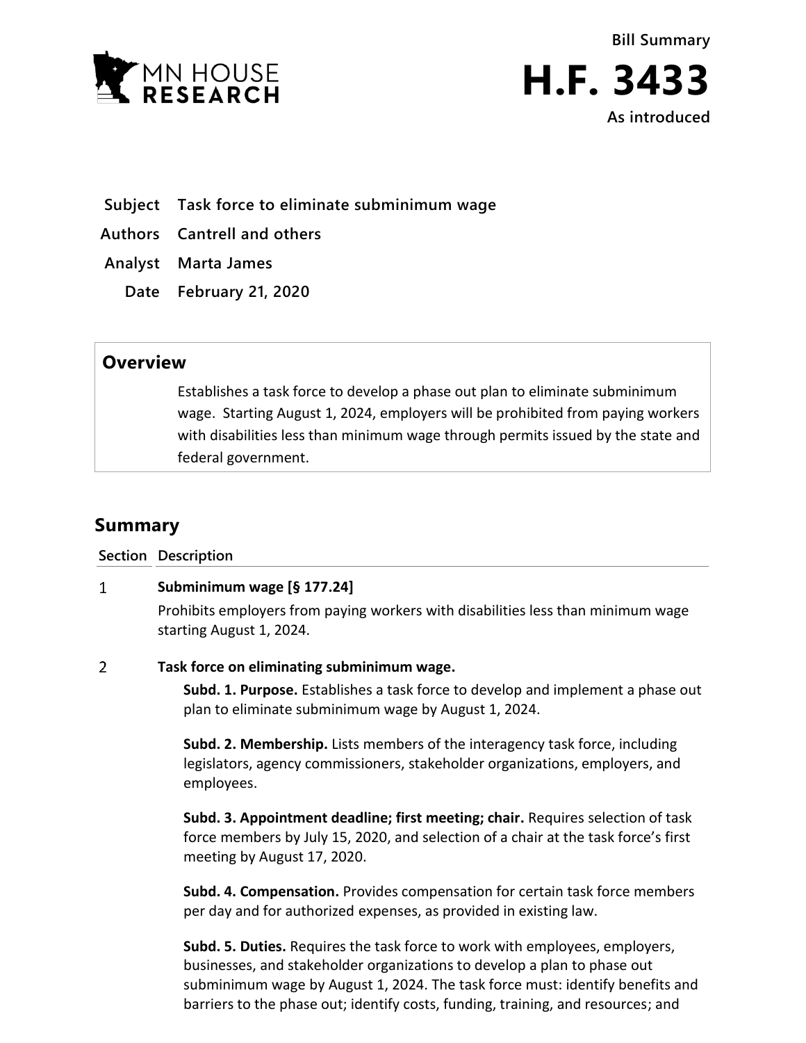**Bill Summary**

# H.F. 3433

**As introduced**

**Subject** Task force to eliminate subminimum wage

**Authors** Cantrell and others

**Analyst** Marta James

**Date** February 21, 2020

## Overview

Establishes a task force to develop a phase out plan to eliminate subminimum wage. Starting August 1, 2024, employers will be prohibited from paying workers with disabilities less than minimum wage through permits issued by the state and federal government.

## Summary

| Section | Description |
|---|---|
| 1 | **Subminimum wage [§ 177.24]**<br>Prohibits employers from paying workers with disabilities less than minimum wage starting August 1, 2024. |
| 2 | **Task force on eliminating subminimum wage.**<br>**Subd. 1. Purpose.** Establishes a task force to develop and implement a phase out plan to eliminate subminimum wage by August 1, 2024.<br>**Subd. 2. Membership.** Lists members of the interagency task force, including legislators, agency commissioners, stakeholder organizations, employers, and employees.<br>**Subd. 3. Appointment deadline; first meeting; chair.** Requires selection of task force members by July 15, 2020, and selection of a chair at the task force's first meeting by August 17, 2020.<br>**Subd. 4. Compensation.** Provides compensation for certain task force members per day and for authorized expenses, as provided in existing law.<br>**Subd. 5. Duties.** Requires the task force to work with employees, employers, businesses, and stakeholder organizations to develop a plan to phase out subminimum wage by August 1, 2024. The task force must: identify benefits and barriers to the phase out; identify costs, funding, training, and resources; and |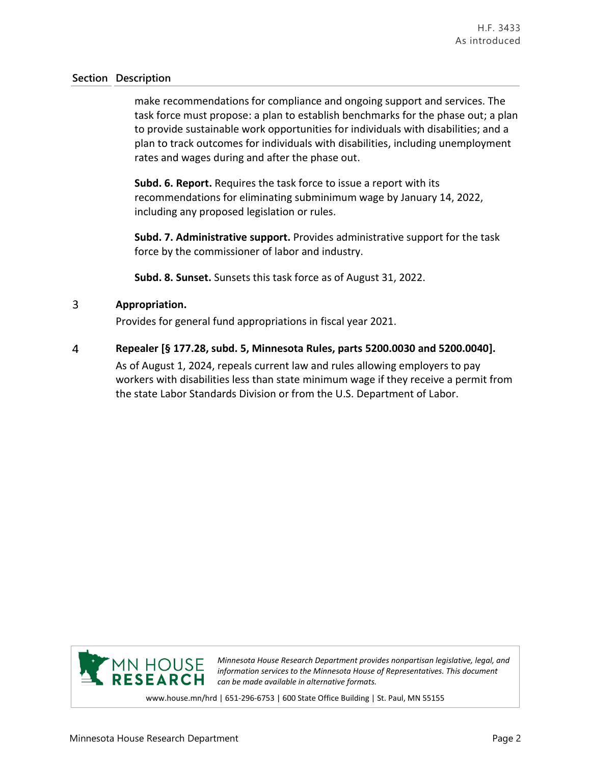| Section | Description |
|---|---|
| | make recommendations for compliance and ongoing support and services. The task force must propose: a plan to establish benchmarks for the phase out; a plan to provide sustainable work opportunities for individuals with disabilities; and a plan to track outcomes for individuals with disabilities, including unemployment rates and wages during and after the phase out.<br><br>**Subd. 6. Report.** Requires the task force to issue a report with its recommendations for eliminating subminimum wage by January 14, 2022, including any proposed legislation or rules.<br><br>**Subd. 7. Administrative support.** Provides administrative support for the task force by the commissioner of labor and industry.<br><br>**Subd. 8. Sunset.** Sunsets this task force as of August 31, 2022. |
| 3 | **Appropriation.**<br><br>Provides for general fund appropriations in fiscal year 2021. |
| 4 | **Repealer [§ 177.28, subd. 5, Minnesota Rules, parts 5200.0030 and 5200.0040].**<br><br>As of August 1, 2024, repeals current law and rules allowing employers to pay workers with disabilities less than state minimum wage if they receive a permit from the state Labor Standards Division or from the U.S. Department of Labor. |

MN HOUSE RESEARCH

*Minnesota House Research Department provides nonpartisan legislative, legal, and information services to the Minnesota House of Representatives. This document can be made available in alternative formats.*

www.house.mn/hrd | 651-296-6753 | 600 State Office Building | St. Paul, MN 55155